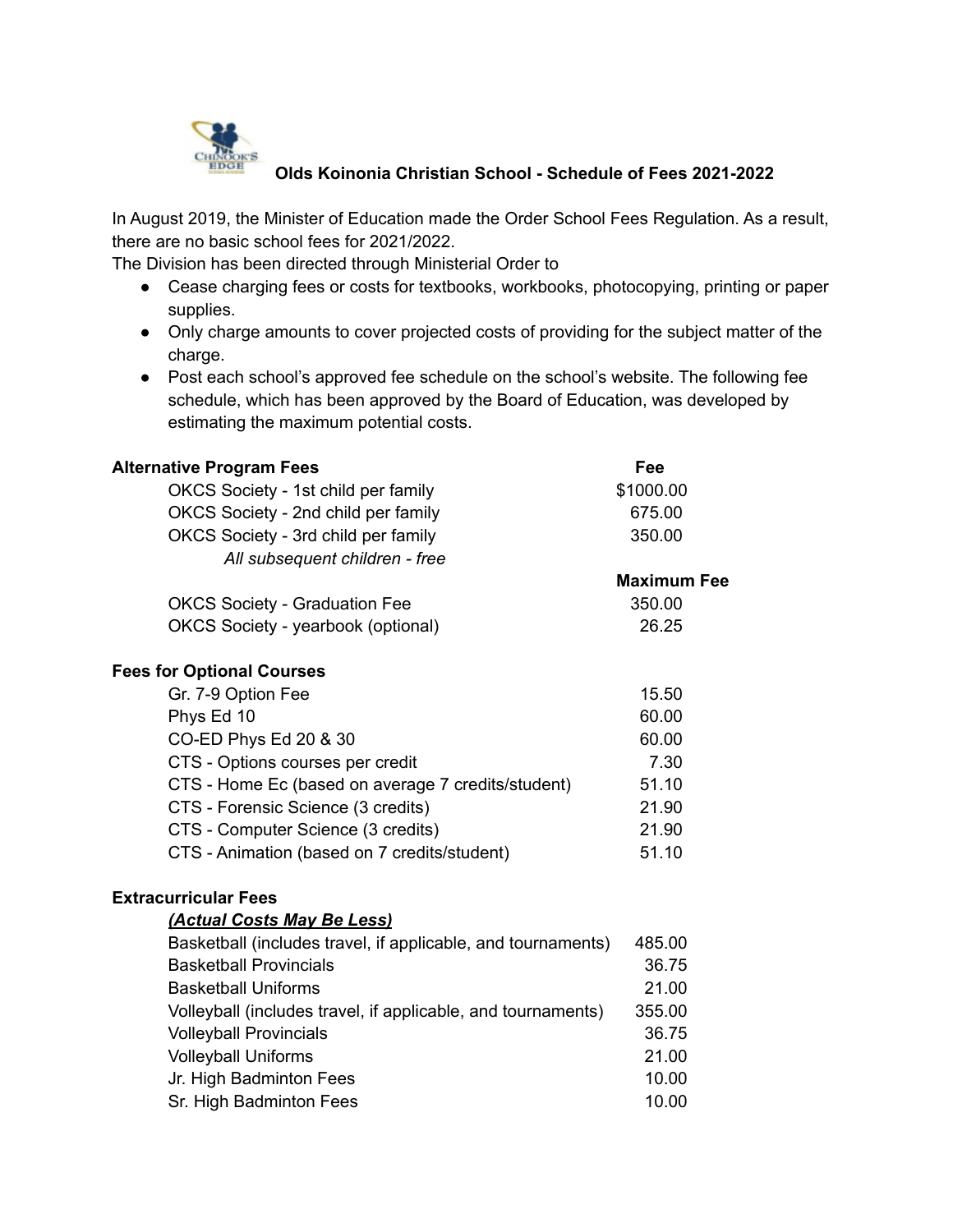## Olds Koinonia Christian School - Schedule of Fees 2021-2022

In August 2019, the Minister of Education made the Order School Fees Regulation. As a result, there are no basic school fees for 2021/2022.

The Division has been directed through Ministerial Order to

- Cease charging fees or costs for textbooks, workbooks, photocopying, printing or paper supplies.
- Only charge amounts to cover projected costs of providing for the subject matter of the charge.
- Post each school's approved fee schedule on the school's website. The following fee schedule, which has been approved by the Board of Education, was developed by estimating the maximum potential costs.

| **Alternative Program Fees** | **Fee** |
|---|---|
| OKCS Society - 1st child per family | $1000.00 |
| OKCS Society - 2nd child per family | 675.00 |
| OKCS Society - 3rd child per family | 350.00 |
| *All subsequent children - free* | |
| | **Maximum Fee** |
| OKCS Society - Graduation Fee | 350.00 |
| OKCS Society - yearbook (optional) | 26.25 |
| **Fees for Optional Courses** | |
| Gr. 7-9 Option Fee | 15.50 |
| Phys Ed 10 | 60.00 |
| CO-ED Phys Ed 20 & 30 | 60.00 |
| CTS - Options courses per credit | 7.30 |
| CTS - Home Ec (based on average 7 credits/student) | 51.10 |
| CTS - Forensic Science (3 credits) | 21.90 |
| CTS - Computer Science (3 credits) | 21.90 |
| CTS - Animation (based on 7 credits/student) | 51.10 |
| **Extracurricular Fees** | |
| ***(Actual Costs May Be Less)*** | |
| Basketball (includes travel, if applicable, and tournaments) | 485.00 |
| Basketball Provincials | 36.75 |
| Basketball Uniforms | 21.00 |
| Volleyball (includes travel, if applicable, and tournaments) | 355.00 |
| Volleyball Provincials | 36.75 |
| Volleyball Uniforms | 21.00 |
| Jr. High Badminton Fees | 10.00 |
| Sr. High Badminton Fees | 10.00 |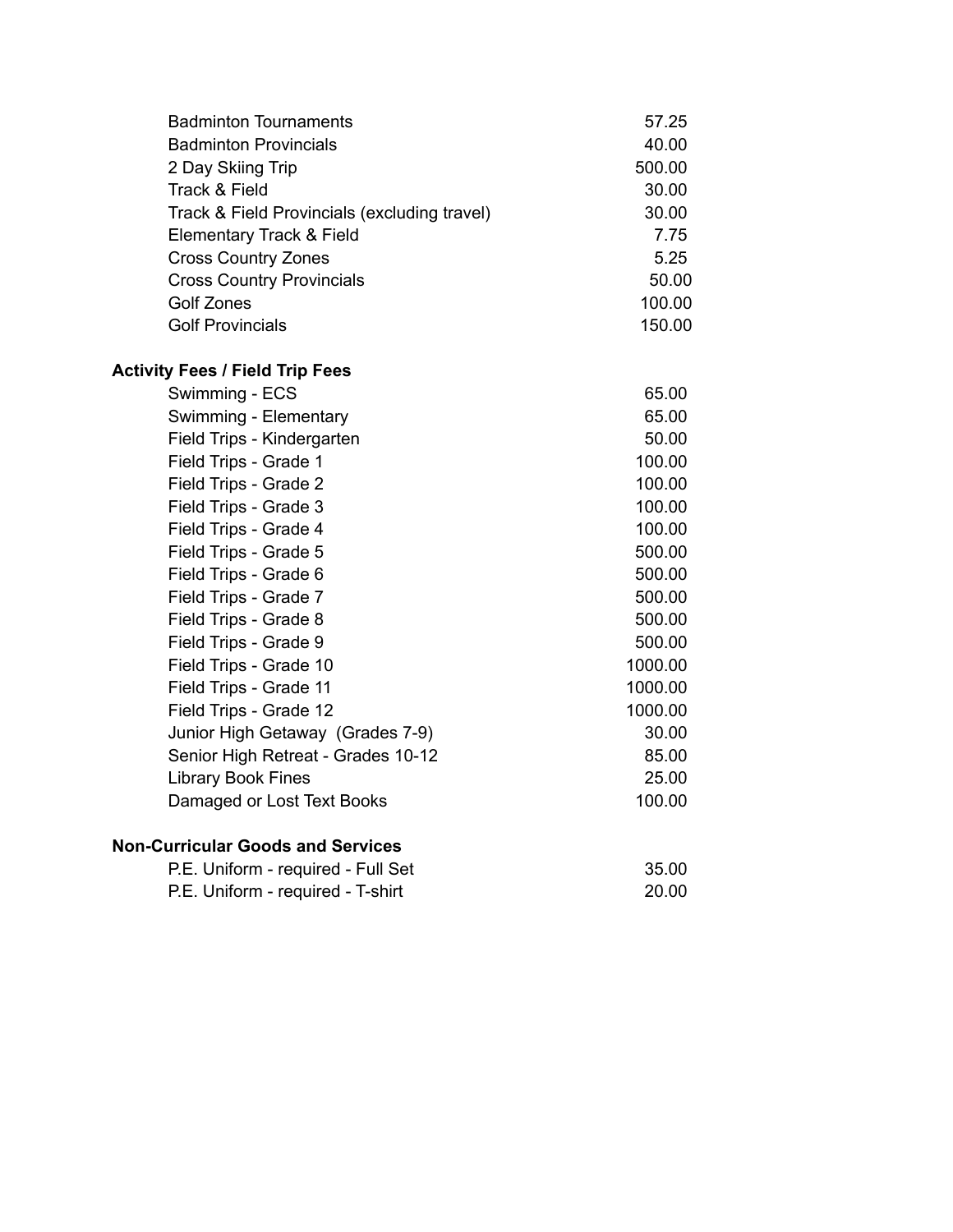| | |
|---|---|
| Badminton Tournaments | 57.25 |
| Badminton Provincials | 40.00 |
| 2 Day Skiing Trip | 500.00 |
| Track & Field | 30.00 |
| Track & Field Provincials (excluding travel) | 30.00 |
| Elementary Track & Field | 7.75 |
| Cross Country Zones | 5.25 |
| Cross Country Provincials | 50.00 |
| Golf Zones | 100.00 |
| Golf Provincials | 150.00 |

**Activity Fees / Field Trip Fees**

| | |
|---|---|
| Swimming - ECS | 65.00 |
| Swimming - Elementary | 65.00 |
| Field Trips - Kindergarten | 50.00 |
| Field Trips - Grade 1 | 100.00 |
| Field Trips - Grade 2 | 100.00 |
| Field Trips - Grade 3 | 100.00 |
| Field Trips - Grade 4 | 100.00 |
| Field Trips - Grade 5 | 500.00 |
| Field Trips - Grade 6 | 500.00 |
| Field Trips - Grade 7 | 500.00 |
| Field Trips - Grade 8 | 500.00 |
| Field Trips - Grade 9 | 500.00 |
| Field Trips - Grade 10 | 1000.00 |
| Field Trips - Grade 11 | 1000.00 |
| Field Trips - Grade 12 | 1000.00 |
| Junior High Getaway (Grades 7-9) | 30.00 |
| Senior High Retreat - Grades 10-12 | 85.00 |
| Library Book Fines | 25.00 |
| Damaged or Lost Text Books | 100.00 |

**Non-Curricular Goods and Services**

| | |
|---|---|
| P.E. Uniform - required - Full Set | 35.00 |
| P.E. Uniform - required - T-shirt | 20.00 |